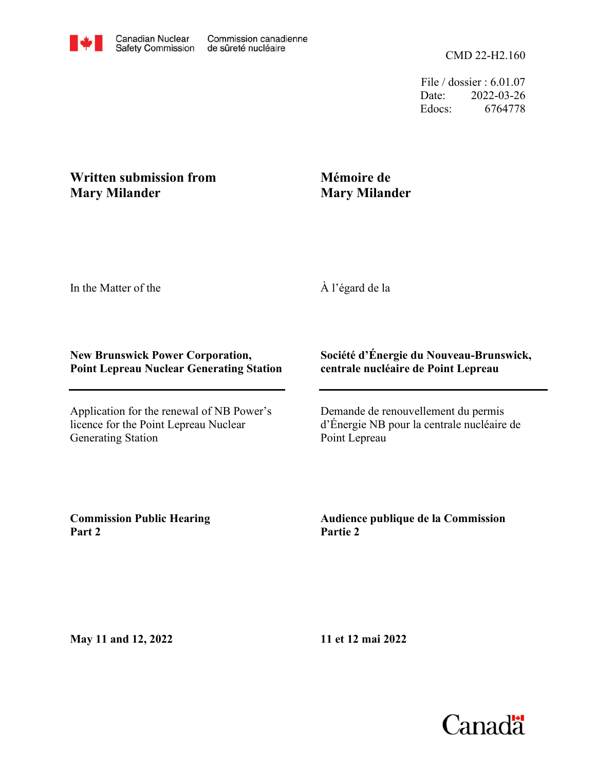Canadian Nuclear Safety Commission | Commission canadienne de sûreté nucléaire

CMD 22-H2.160

File / dossier : 6.01.07
Date: 2022-03-26
Edocs: 6764778

## Written submission from Mary Milander

## Mémoire de Mary Milander

In the Matter of the

À l'égard de la

**New Brunswick Power Corporation, Point Lepreau Nuclear Generating Station**

**Société d'Énergie du Nouveau-Brunswick, centrale nucléaire de Point Lepreau**

---

Application for the renewal of NB Power's licence for the Point Lepreau Nuclear Generating Station

Demande de renouvellement du permis d'Énergie NB pour la centrale nucléaire de Point Lepreau

**Commission Public Hearing Part 2**

**Audience publique de la Commission Partie 2**

**May 11 and 12, 2022**

**11 et 12 mai 2022**

Canada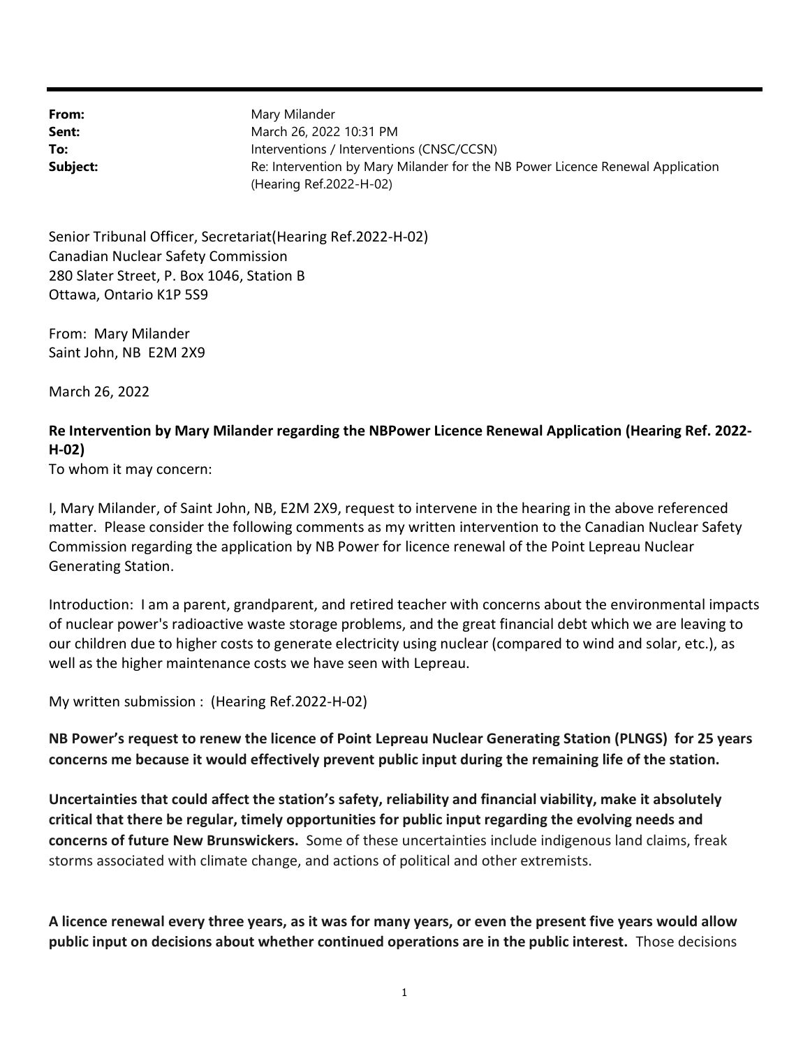|  |  |
| --- | --- |
| **From:** | Mary Milander |
| **Sent:** | March 26, 2022 10:31 PM |
| **To:** | Interventions / Interventions (CNSC/CCSN) |
| **Subject:** | Re: Intervention by Mary Milander for the NB Power Licence Renewal Application (Hearing Ref.2022-H-02) |

Senior Tribunal Officer, Secretariat(Hearing Ref.2022-H-02)
Canadian Nuclear Safety Commission
280 Slater Street, P. Box 1046, Station B
Ottawa, Ontario K1P 5S9

From: Mary Milander
Saint John, NB E2M 2X9

March 26, 2022

**Re Intervention by Mary Milander regarding the NBPower Licence Renewal Application (Hearing Ref. 2022-H-02)**

To whom it may concern:

I, Mary Milander, of Saint John, NB, E2M 2X9, request to intervene in the hearing in the above referenced matter. Please consider the following comments as my written intervention to the Canadian Nuclear Safety Commission regarding the application by NB Power for licence renewal of the Point Lepreau Nuclear Generating Station.

Introduction: I am a parent, grandparent, and retired teacher with concerns about the environmental impacts of nuclear power's radioactive waste storage problems, and the great financial debt which we are leaving to our children due to higher costs to generate electricity using nuclear (compared to wind and solar, etc.), as well as the higher maintenance costs we have seen with Lepreau.

My written submission : (Hearing Ref.2022-H-02)

**NB Power's request to renew the licence of Point Lepreau Nuclear Generating Station (PLNGS) for 25 years concerns me because it would effectively prevent public input during the remaining life of the station.**

**Uncertainties that could affect the station's safety, reliability and financial viability, make it absolutely critical that there be regular, timely opportunities for public input regarding the evolving needs and concerns of future New Brunswickers.** Some of these uncertainties include indigenous land claims, freak storms associated with climate change, and actions of political and other extremists.

**A licence renewal every three years, as it was for many years, or even the present five years would allow public input on decisions about whether continued operations are in the public interest.** Those decisions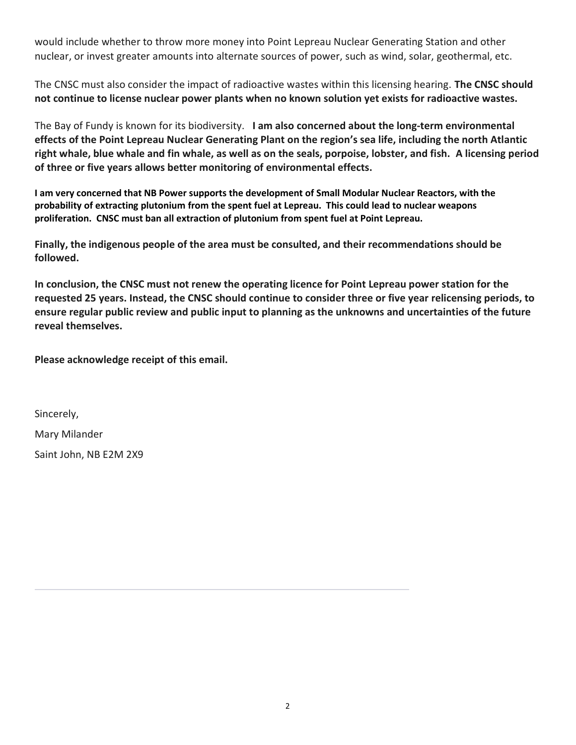would include whether to throw more money into Point Lepreau Nuclear Generating Station and other nuclear, or invest greater amounts into alternate sources of power, such as wind, solar, geothermal, etc.

The CNSC must also consider the impact of radioactive wastes within this licensing hearing. **The CNSC should not continue to license nuclear power plants when no known solution yet exists for radioactive wastes.**

The Bay of Fundy is known for its biodiversity. **I am also concerned about the long-term environmental effects of the Point Lepreau Nuclear Generating Plant on the region's sea life, including the north Atlantic right whale, blue whale and fin whale, as well as on the seals, porpoise, lobster, and fish. A licensing period of three or five years allows better monitoring of environmental effects.**

**I am very concerned that NB Power supports the development of Small Modular Nuclear Reactors, with the probability of extracting plutonium from the spent fuel at Lepreau. This could lead to nuclear weapons proliferation. CNSC must ban all extraction of plutonium from spent fuel at Point Lepreau.**

**Finally, the indigenous people of the area must be consulted, and their recommendations should be followed.**

**In conclusion, the CNSC must not renew the operating licence for Point Lepreau power station for the requested 25 years. Instead, the CNSC should continue to consider three or five year relicensing periods, to ensure regular public review and public input to planning as the unknowns and uncertainties of the future reveal themselves.**

**Please acknowledge receipt of this email.**

Sincerely,

Mary Milander

Saint John, NB E2M 2X9